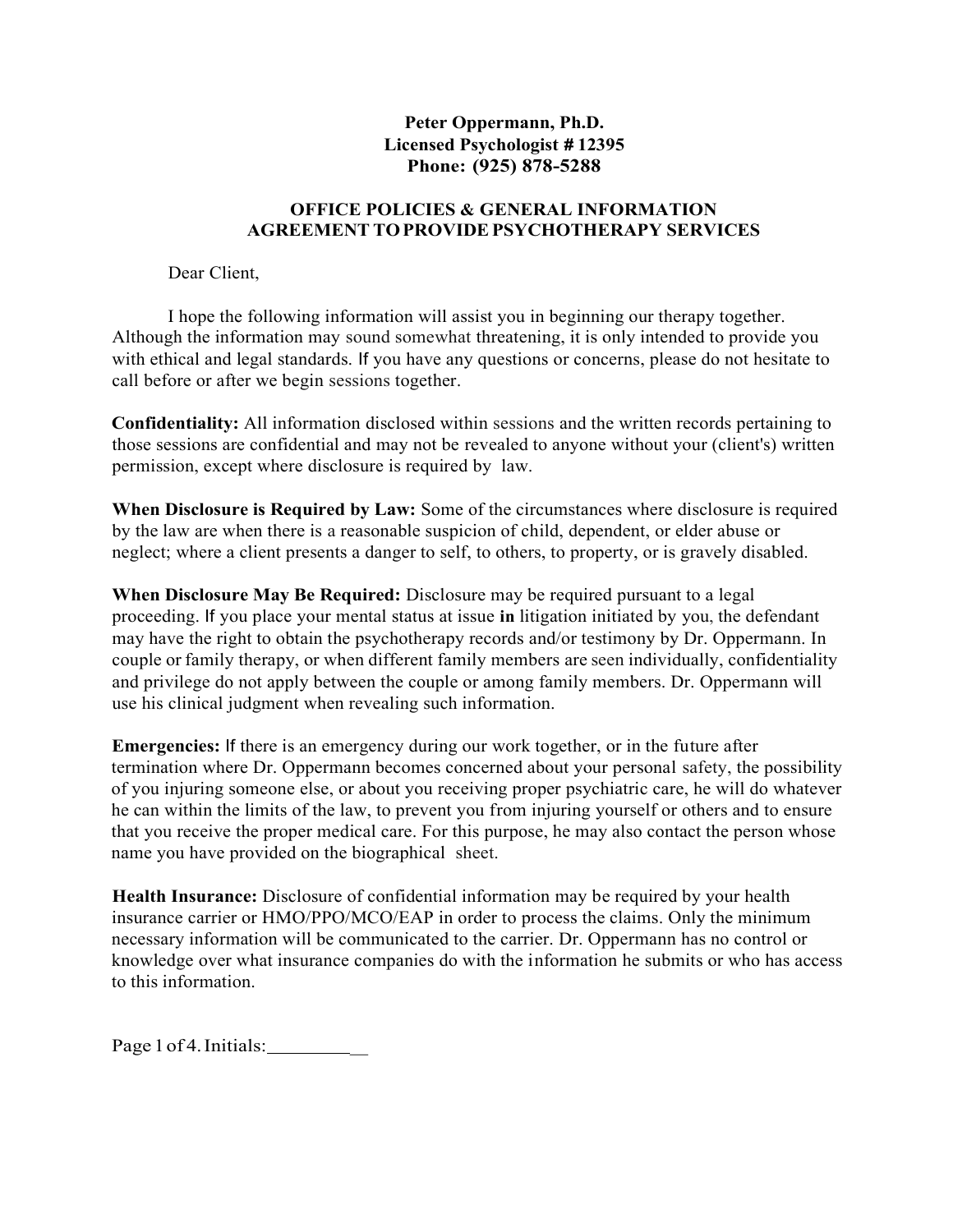**Peter Oppermann, Ph.D.**
**Licensed Psychologist # 12395**
**Phone: (925) 878-5288**

## OFFICE POLICIES & GENERAL INFORMATION AGREEMENT TO PROVIDE PSYCHOTHERAPY SERVICES

Dear Client,

I hope the following information will assist you in beginning our therapy together. Although the information may sound somewhat threatening, it is only intended to provide you with ethical and legal standards. If you have any questions or concerns, please do not hesitate to call before or after we begin sessions together.

**Confidentiality:** All information disclosed within sessions and the written records pertaining to those sessions are confidential and may not be revealed to anyone without your (client's) written permission, except where disclosure is required by law.

**When Disclosure is Required by Law:** Some of the circumstances where disclosure is required by the law are when there is a reasonable suspicion of child, dependent, or elder abuse or neglect; where a client presents a danger to self, to others, to property, or is gravely disabled.

**When Disclosure May Be Required:** Disclosure may be required pursuant to a legal proceeding. If you place your mental status at issue **in** litigation initiated by you, the defendant may have the right to obtain the psychotherapy records and/or testimony by Dr. Oppermann. In couple or family therapy, or when different family members are seen individually, confidentiality and privilege do not apply between the couple or among family members. Dr. Oppermann will use his clinical judgment when revealing such information.

**Emergencies:** If there is an emergency during our work together, or in the future after termination where Dr. Oppermann becomes concerned about your personal safety, the possibility of you injuring someone else, or about you receiving proper psychiatric care, he will do whatever he can within the limits of the law, to prevent you from injuring yourself or others and to ensure that you receive the proper medical care. For this purpose, he may also contact the person whose name you have provided on the biographical sheet.

**Health Insurance:** Disclosure of confidential information may be required by your health insurance carrier or HMO/PPO/MCO/EAP in order to process the claims. Only the minimum necessary information will be communicated to the carrier. Dr. Oppermann has no control or knowledge over what insurance companies do with the information he submits or who has access to this information.

Initials:___________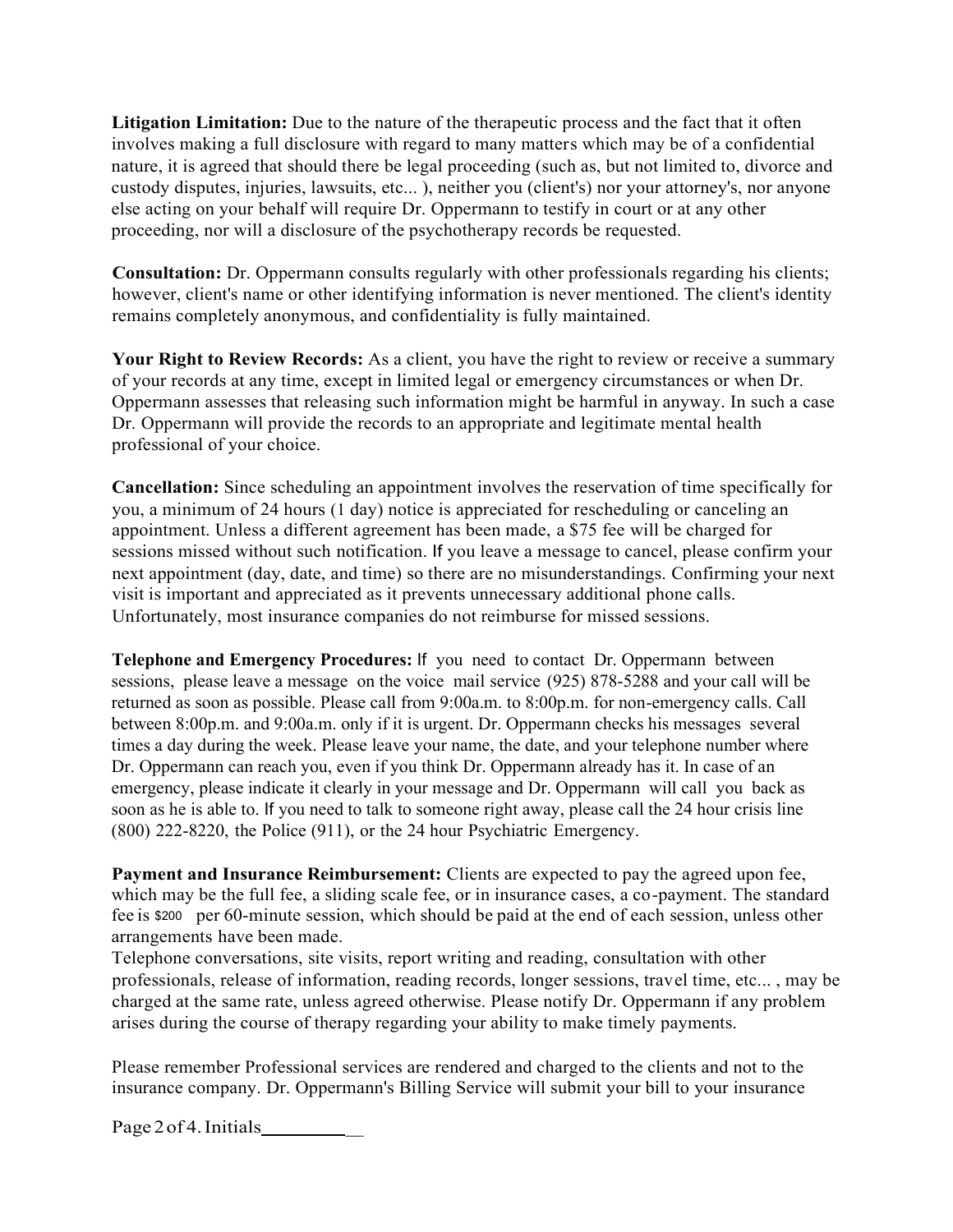**Litigation Limitation:** Due to the nature of the therapeutic process and the fact that it often involves making a full disclosure with regard to many matters which may be of a confidential nature, it is agreed that should there be legal proceeding (such as, but not limited to, divorce and custody disputes, injuries, lawsuits, etc... ), neither you (client's) nor your attorney's, nor anyone else acting on your behalf will require Dr. Oppermann to testify in court or at any other proceeding, nor will a disclosure of the psychotherapy records be requested.

**Consultation:** Dr. Oppermann consults regularly with other professionals regarding his clients; however, client's name or other identifying information is never mentioned. The client's identity remains completely anonymous, and confidentiality is fully maintained.

**Your Right to Review Records:** As a client, you have the right to review or receive a summary of your records at any time, except in limited legal or emergency circumstances or when Dr. Oppermann assesses that releasing such information might be harmful in anyway. In such a case Dr. Oppermann will provide the records to an appropriate and legitimate mental health professional of your choice.

**Cancellation:** Since scheduling an appointment involves the reservation of time specifically for you, a minimum of 24 hours (1 day) notice is appreciated for rescheduling or canceling an appointment. Unless a different agreement has been made, a $75 fee will be charged for sessions missed without such notification. If you leave a message to cancel, please confirm your next appointment (day, date, and time) so there are no misunderstandings. Confirming your next visit is important and appreciated as it prevents unnecessary additional phone calls. Unfortunately, most insurance companies do not reimburse for missed sessions.

**Telephone and Emergency Procedures:** If you need to contact Dr. Oppermann between sessions, please leave a message on the voice mail service (925) 878-5288 and your call will be returned as soon as possible. Please call from 9:00a.m. to 8:00p.m. for non-emergency calls. Call between 8:00p.m. and 9:00a.m. only if it is urgent. Dr. Oppermann checks his messages several times a day during the week. Please leave your name, the date, and your telephone number where Dr. Oppermann can reach you, even if you think Dr. Oppermann already has it. In case of an emergency, please indicate it clearly in your message and Dr. Oppermann will call you back as soon as he is able to. If you need to talk to someone right away, please call the 24 hour crisis line (800) 222-8220, the Police (911), or the 24 hour Psychiatric Emergency.

**Payment and Insurance Reimbursement:** Clients are expected to pay the agreed upon fee, which may be the full fee, a sliding scale fee, or in insurance cases, a co-payment. The standard fee is $200 per 60-minute session, which should be paid at the end of each session, unless other arrangements have been made.
Telephone conversations, site visits, report writing and reading, consultation with other professionals, release of information, reading records, longer sessions, travel time, etc... , may be charged at the same rate, unless agreed otherwise. Please notify Dr. Oppermann if any problem arises during the course of therapy regarding your ability to make timely payments.

Please remember Professional services are rendered and charged to the clients and not to the insurance company. Dr. Oppermann's Billing Service will submit your bill to your insurance

Initials___________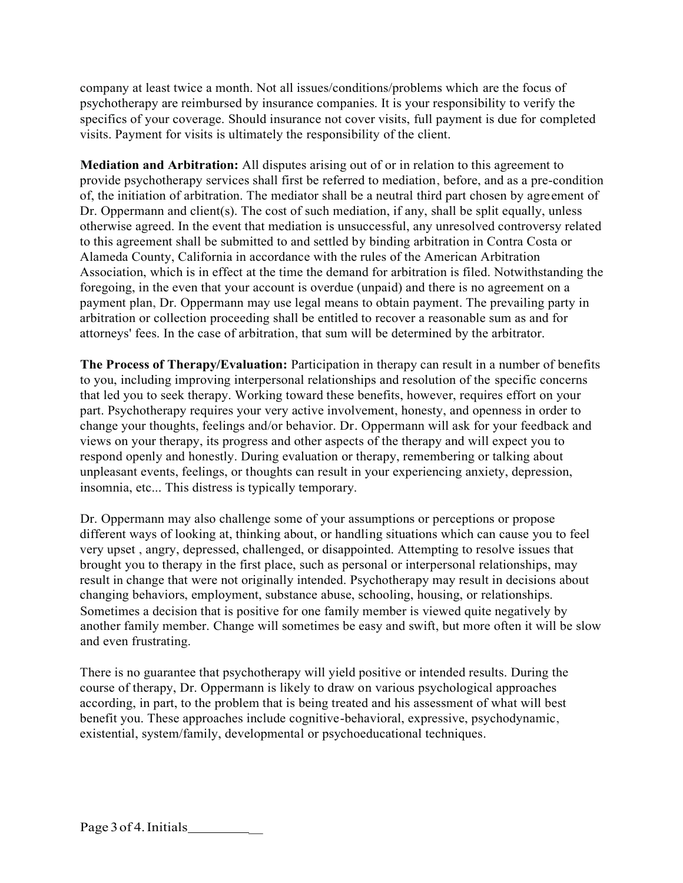company at least twice a month. Not all issues/conditions/problems which are the focus of psychotherapy are reimbursed by insurance companies. It is your responsibility to verify the specifics of your coverage. Should insurance not cover visits, full payment is due for completed visits. Payment for visits is ultimately the responsibility of the client.

**Mediation and Arbitration:** All disputes arising out of or in relation to this agreement to provide psychotherapy services shall first be referred to mediation, before, and as a pre-condition of, the initiation of arbitration. The mediator shall be a neutral third part chosen by agreement of Dr. Oppermann and client(s). The cost of such mediation, if any, shall be split equally, unless otherwise agreed. In the event that mediation is unsuccessful, any unresolved controversy related to this agreement shall be submitted to and settled by binding arbitration in Contra Costa or Alameda County, California in accordance with the rules of the American Arbitration Association, which is in effect at the time the demand for arbitration is filed. Notwithstanding the foregoing, in the even that your account is overdue (unpaid) and there is no agreement on a payment plan, Dr. Oppermann may use legal means to obtain payment. The prevailing party in arbitration or collection proceeding shall be entitled to recover a reasonable sum as and for attorneys' fees. In the case of arbitration, that sum will be determined by the arbitrator.

**The Process of Therapy/Evaluation:** Participation in therapy can result in a number of benefits to you, including improving interpersonal relationships and resolution of the specific concerns that led you to seek therapy. Working toward these benefits, however, requires effort on your part. Psychotherapy requires your very active involvement, honesty, and openness in order to change your thoughts, feelings and/or behavior. Dr. Oppermann will ask for your feedback and views on your therapy, its progress and other aspects of the therapy and will expect you to respond openly and honestly. During evaluation or therapy, remembering or talking about unpleasant events, feelings, or thoughts can result in your experiencing anxiety, depression, insomnia, etc... This distress is typically temporary.

Dr. Oppermann may also challenge some of your assumptions or perceptions or propose different ways of looking at, thinking about, or handling situations which can cause you to feel very upset , angry, depressed, challenged, or disappointed. Attempting to resolve issues that brought you to therapy in the first place, such as personal or interpersonal relationships, may result in change that were not originally intended. Psychotherapy may result in decisions about changing behaviors, employment, substance abuse, schooling, housing, or relationships. Sometimes a decision that is positive for one family member is viewed quite negatively by another family member. Change will sometimes be easy and swift, but more often it will be slow and even frustrating.

There is no guarantee that psychotherapy will yield positive or intended results. During the course of therapy, Dr. Oppermann is likely to draw on various psychological approaches according, in part, to the problem that is being treated and his assessment of what will best benefit you. These approaches include cognitive-behavioral, expressive, psychodynamic, existential, system/family, developmental or psychoeducational techniques.

Initials___________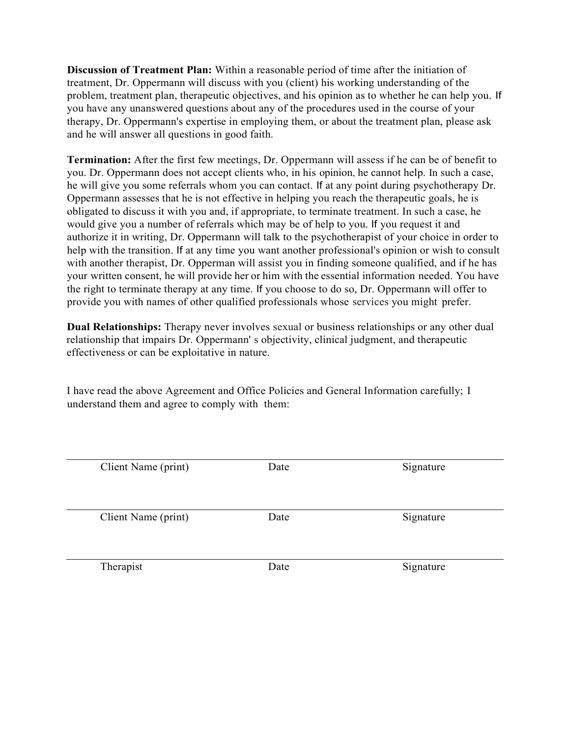**Discussion of Treatment Plan:** Within a reasonable period of time after the initiation of treatment, Dr. Oppermann will discuss with you (client) his working understanding of the problem, treatment plan, therapeutic objectives, and his opinion as to whether he can help you. If you have any unanswered questions about any of the procedures used in the course of your therapy, Dr. Oppermann's expertise in employing them, or about the treatment plan, please ask and he will answer all questions in good faith.

**Termination:** After the first few meetings, Dr. Oppermann will assess if he can be of benefit to you. Dr. Oppermann does not accept clients who, in his opinion, he cannot help. In such a case, he will give you some referrals whom you can contact. If at any point during psychotherapy Dr. Oppermann assesses that he is not effective in helping you reach the therapeutic goals, he is obligated to discuss it with you and, if appropriate, to terminate treatment. In such a case, he would give you a number of referrals which may be of help to you. If you request it and authorize it in writing, Dr. Oppermann will talk to the psychotherapist of your choice in order to help with the transition. If at any time you want another professional's opinion or wish to consult with another therapist, Dr. Opperman will assist you in finding someone qualified, and if he has your written consent, he will provide her or him with the essential information needed. You have the right to terminate therapy at any time. If you choose to do so, Dr. Oppermann will offer to provide you with names of other qualified professionals whose services you might prefer.

**Dual Relationships:** Therapy never involves sexual or business relationships or any other dual relationship that impairs Dr. Oppermann' s objectivity, clinical judgment, and therapeutic effectiveness or can be exploitative in nature.

I have read the above Agreement and Office Policies and General Information carefully; I understand them and agree to comply with them:

| | | |
|---|---|---|
| Client Name (print) | Date | Signature |
| Client Name (print) | Date | Signature |
| Therapist | Date | Signature |